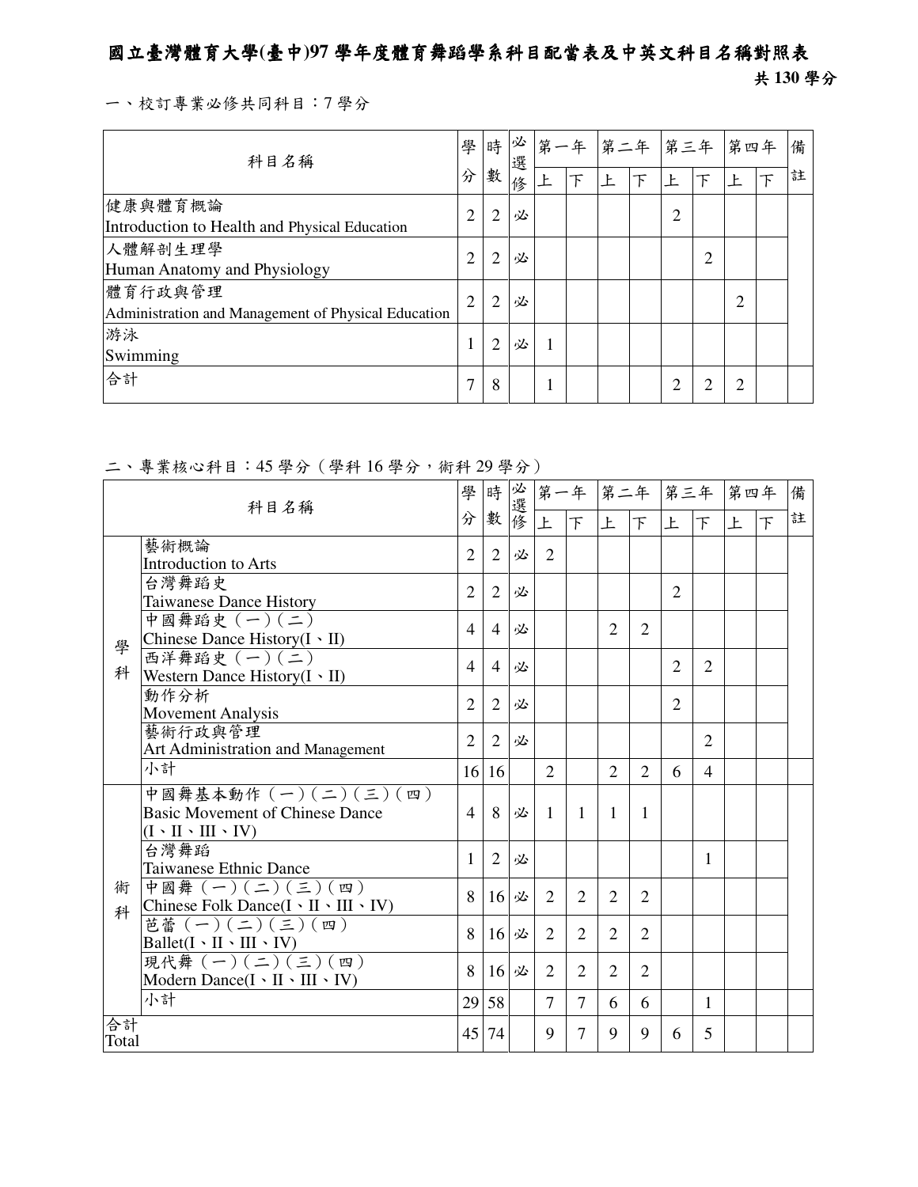# 國立臺灣體育大學(臺中)97 學年度體育舞蹈學系科目配當表及中英文科目名稱對照表

**共 130 學分**

一、校訂專業必修共同科目：7 學分

| 科目名稱 | 學分 | 時數 | 必選修 | 第一年 |  | 第二年 |  | 第三年 |  | 第四年 |  | 備註 |
|---|---|---|---|---|---|---|---|---|---|---|---|---|
|  |  |  |  | 上 | 下 | 上 | 下 | 上 | 下 | 上 | 下 |  |
| 健康與體育概論<br>Introduction to Health and Physical Education | 2 | 2 | 必 |  |  |  |  | 2 |  |  |  |  |
| 人體解剖生理學<br>Human Anatomy and Physiology | 2 | 2 | 必 |  |  |  |  |  | 2 |  |  |  |
| 體育行政與管理<br>Administration and Management of Physical Education | 2 | 2 | 必 |  |  |  |  |  |  | 2 |  |  |
| 游泳<br>Swimming | 1 | 2 | 必 | 1 |  |  |  |  |  |  |  |  |
| 合計 | 7 | 8 |  | 1 |  |  |  | 2 | 2 | 2 |  |  |

二、專業核心科目：45 學分（學科 16 學分，術科 29 學分）

|  | 科目名稱 | 學分 | 時數 | 必選修 | 第一年 |  | 第二年 |  | 第三年 |  | 第四年 |  | 備註 |
|---|---|---|---|---|---|---|---|---|---|---|---|---|---|
|  |  |  |  |  | 上 | 下 | 上 | 下 | 上 | 下 | 上 | 下 |  |
| 學科 | 藝術概論<br>Introduction to Arts | 2 | 2 | 必 | 2 |  |  |  |  |  |  |  |  |
|  | 台灣舞蹈史<br>Taiwanese Dance History | 2 | 2 | 必 |  |  |  |  | 2 |  |  |  |  |
|  | 中國舞蹈史（一）（二）<br>Chinese Dance History(I、II) | 4 | 4 | 必 |  |  | 2 | 2 |  |  |  |  |  |
|  | 西洋舞蹈史（一）（二）<br>Western Dance History(I、II) | 4 | 4 | 必 |  |  |  |  | 2 | 2 |  |  |  |
|  | 動作分析<br>Movement Analysis | 2 | 2 | 必 |  |  |  |  | 2 |  |  |  |  |
|  | 藝術行政與管理<br>Art Administration and Management | 2 | 2 | 必 |  |  |  |  |  | 2 |  |  |  |
|  | 小計 | 16 | 16 |  | 2 |  | 2 | 2 | 6 | 4 |  |  |  |
| 術科 | 中國舞基本動作（一）（二）（三）（四）<br>Basic Movement of Chinese Dance (I、II、III、IV) | 4 | 8 | 必 | 1 | 1 | 1 | 1 |  |  |  |  |  |
|  | 台灣舞蹈<br>Taiwanese Ethnic Dance | 1 | 2 | 必 |  |  |  |  |  | 1 |  |  |  |
|  | 中國舞（一）（二）（三）（四）<br>Chinese Folk Dance(I、II、III、IV) | 8 | 16 | 必 | 2 | 2 | 2 | 2 |  |  |  |  |  |
|  | 芭蕾（一）（二）（三）（四）<br>Ballet(I、II、III、IV) | 8 | 16 | 必 | 2 | 2 | 2 | 2 |  |  |  |  |  |
|  | 現代舞（一）（二）（三）（四）<br>Modern Dance(I、II、III、IV) | 8 | 16 | 必 | 2 | 2 | 2 | 2 |  |  |  |  |  |
|  | 小計 | 29 | 58 |  | 7 | 7 | 6 | 6 |  | 1 |  |  |  |
| 合計<br>Total |  | 45 | 74 |  | 9 | 7 | 9 | 9 | 6 | 5 |  |  |  |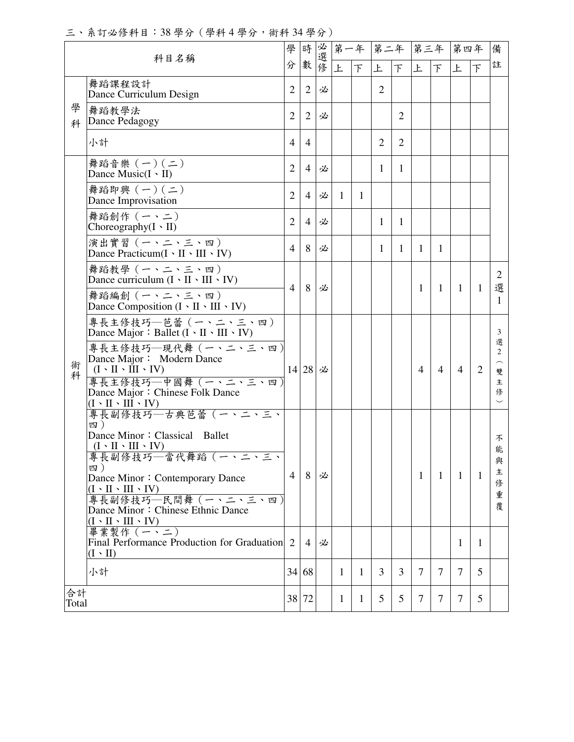三、系訂必修科目：38 學分（學科 4 學分，術科 34 學分）

| 科目名稱 | | 學分 | 時數 | 必選修 | 第一年上 | 第一年下 | 第二年上 | 第二年下 | 第三年上 | 第三年下 | 第四年上 | 第四年下 | 備註 |
|---|---|---|---|---|---|---|---|---|---|---|---|---|---|
| 學科 | 舞蹈課程設計 Dance Curriculum Design | 2 | 2 | 必 | | | 2 | | | | | | |
| | 舞蹈教學法 Dance Pedagogy | 2 | 2 | 必 | | | | 2 | | | | | |
| | 小計 | 4 | 4 | | | | 2 | 2 | | | | | |
| 術科 | 舞蹈音樂（一）（二） Dance Music(I、II) | 2 | 4 | 必 | | | 1 | 1 | | | | | |
| | 舞蹈即興（一）（二） Dance Improvisation | 2 | 4 | 必 | 1 | 1 | | | | | | | |
| | 舞蹈創作（一、二） Choreography(I、II) | 2 | 4 | 必 | | | 1 | 1 | | | | | |
| | 演出實習（一、二、三、四） Dance Practicum(I、II、III、IV) | 4 | 8 | 必 | | | 1 | 1 | 1 | 1 | | | |
| | 舞蹈教學（一、二、三、四） Dance curriculum (I、II、III、IV)<br>舞蹈編創（一、二、三、四） Dance Composition (I、II、III、IV) | 4 | 8 | 必 | | | | | 1 | 1 | 1 | 1 | 2選1 |
| | 專長主修技巧—芭蕾（一、二、三、四） Dance Major：Ballet (I、II、III、IV)<br>專長主修技巧—現代舞（一、二、三、四） Dance Major： Modern Dance (I、II、III、IV)<br>專長主修技巧—中國舞（一、二、三、四） Dance Major：Chinese Folk Dance (I、II、III、IV) | 14 | 28 | 必 | | | | | 4 | 4 | 4 | 2 | 3選2（雙主修） |
| | 專長副修技巧—古典芭蕾（一、二、三、四） Dance Minor：Classical Ballet (I、II、III、IV)<br>專長副修技巧—當代舞蹈（一、二、三、四） Dance Minor：Contemporary Dance (I、II、III、IV)<br>專長副修技巧—民間舞（一、二、三、四） Dance Minor：Chinese Ethnic Dance (I、II、III、IV) | 4 | 8 | 必 | | | | | 1 | 1 | 1 | 1 | 不能與主修重覆 |
| | 畢業製作（一、二） Final Performance Production for Graduation (I、II) | 2 | 4 | 必 | | | | | | | 1 | 1 | |
| | 小計 | 34 | 68 | | 1 | 1 | 3 | 3 | 7 | 7 | 7 | 5 | |
| 合計 Total | | 38 | 72 | | 1 | 1 | 5 | 5 | 7 | 7 | 7 | 5 | |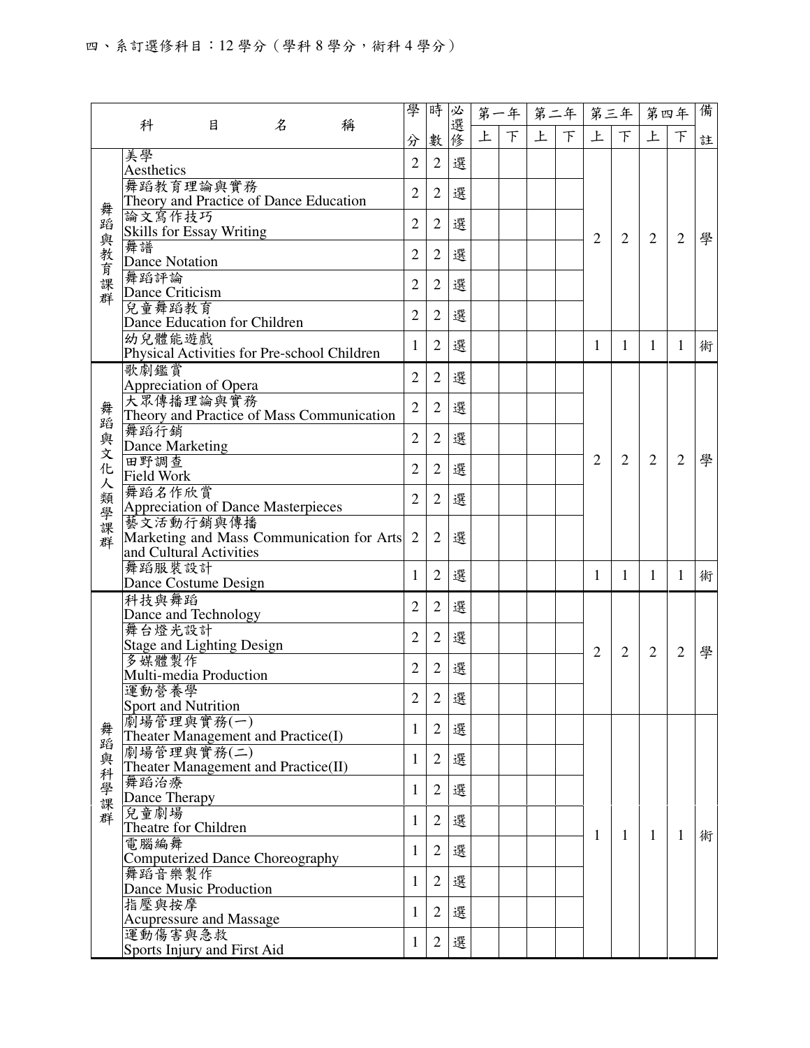四、系訂選修科目：12 學分（學科 8 學分，術科 4 學分）

| 科目名稱 | | 學分 | 時數 | 必選修 | 第一年上 | 第一年下 | 第二年上 | 第二年下 | 第三年上 | 第三年下 | 第四年上 | 第四年下 | 備註 |
|---|---|---|---|---|---|---|---|---|---|---|---|---|---|
| 舞蹈與教育課群 | 美學 Aesthetics | 2 | 2 | 選 | | | | | 2 | 2 | 2 | 2 | 學 |
| | 舞蹈教育理論與實務 Theory and Practice of Dance Education | 2 | 2 | 選 | | | | | | | | | |
| | 論文寫作技巧 Skills for Essay Writing | 2 | 2 | 選 | | | | | | | | | |
| | 舞譜 Dance Notation | 2 | 2 | 選 | | | | | | | | | |
| | 舞蹈評論 Dance Criticism | 2 | 2 | 選 | | | | | | | | | |
| | 兒童舞蹈教育 Dance Education for Children | 2 | 2 | 選 | | | | | | | | | |
| | 幼兒體能遊戲 Physical Activities for Pre-school Children | 1 | 2 | 選 | | | | | 1 | 1 | 1 | 1 | 術 |
| 舞蹈與文化人類學課群 | 歌劇鑑賞 Appreciation of Opera | 2 | 2 | 選 | | | | | 2 | 2 | 2 | 2 | 學 |
| | 大眾傳播理論與實務 Theory and Practice of Mass Communication | 2 | 2 | 選 | | | | | | | | | |
| | 舞蹈行銷 Dance Marketing | 2 | 2 | 選 | | | | | | | | | |
| | 田野調查 Field Work | 2 | 2 | 選 | | | | | | | | | |
| | 舞蹈名作欣賞 Appreciation of Dance Masterpieces | 2 | 2 | 選 | | | | | | | | | |
| | 藝文活動行銷與傳播 Marketing and Mass Communication for Arts and Cultural Activities | 2 | 2 | 選 | | | | | | | | | |
| | 舞蹈服裝設計 Dance Costume Design | 1 | 2 | 選 | | | | | 1 | 1 | 1 | 1 | 術 |
| 舞蹈與科學課群 | 科技與舞蹈 Dance and Technology | 2 | 2 | 選 | | | | | 2 | 2 | 2 | 2 | 學 |
| | 舞台燈光設計 Stage and Lighting Design | 2 | 2 | 選 | | | | | | | | | |
| | 多媒體製作 Multi-media Production | 2 | 2 | 選 | | | | | | | | | |
| | 運動營養學 Sport and Nutrition | 2 | 2 | 選 | | | | | | | | | |
| | 劇場管理與實務(一) Theater Management and Practice(I) | 1 | 2 | 選 | | | | | 1 | 1 | 1 | 1 | 術 |
| | 劇場管理與實務(二) Theater Management and Practice(II) | 1 | 2 | 選 | | | | | | | | | |
| | 舞蹈治療 Dance Therapy | 1 | 2 | 選 | | | | | | | | | |
| | 兒童劇場 Theatre for Children | 1 | 2 | 選 | | | | | | | | | |
| | 電腦編舞 Computerized Dance Choreography | 1 | 2 | 選 | | | | | | | | | |
| | 舞蹈音樂製作 Dance Music Production | 1 | 2 | 選 | | | | | | | | | |
| | 指壓與按摩 Acupressure and Massage | 1 | 2 | 選 | | | | | | | | | |
| | 運動傷害與急救 Sports Injury and First Aid | 1 | 2 | 選 | | | | | | | | | |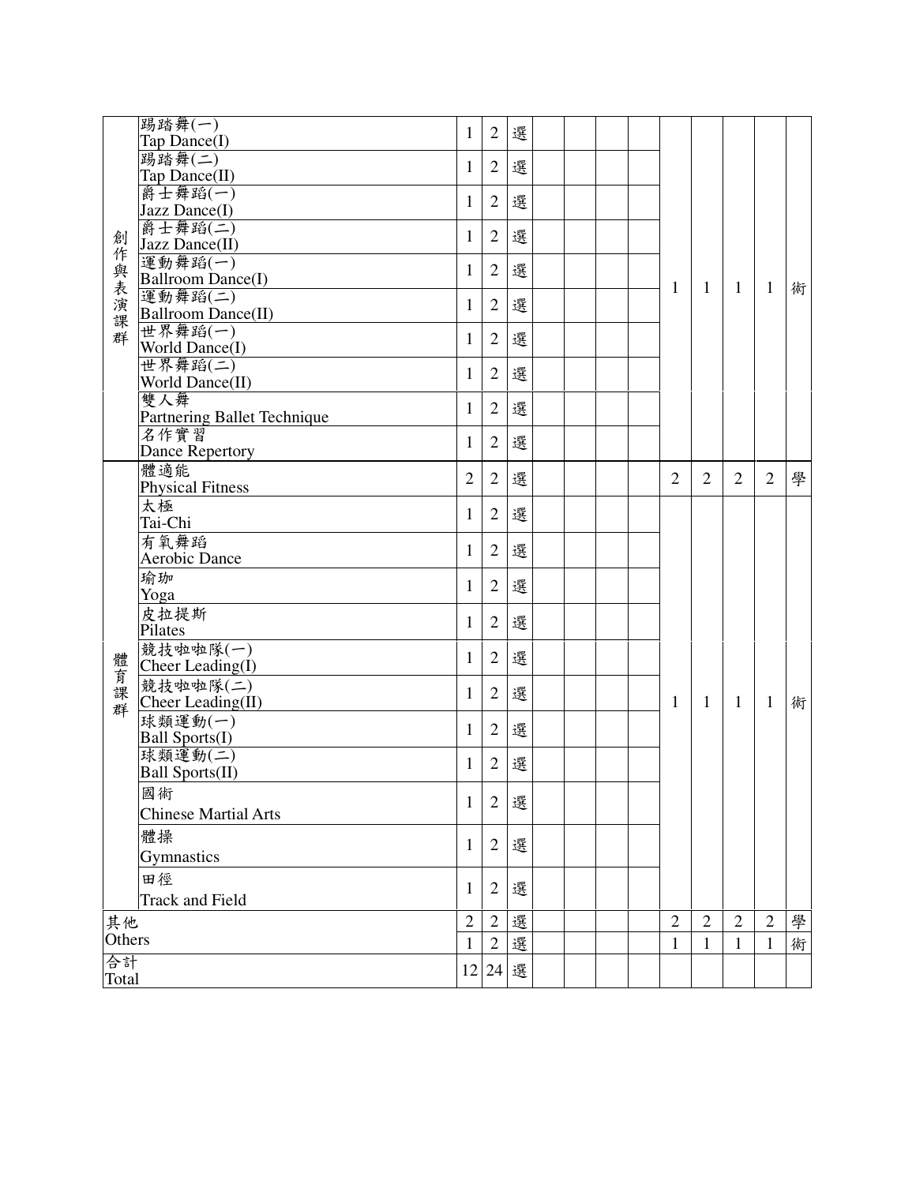| | | | | | | | | | | | | |
|---|---|---|---|---|---|---|---|---|---|---|---|---|
| 創作與表演課群 | 踢踏舞(一)<br>Tap Dance(I) | 1 | 2 | 選 | | | | | 1 | 1 | 1 | 1 | 術 |
| | 踢踏舞(二)<br>Tap Dance(II) | 1 | 2 | 選 | | | | | | | | | |
| | 爵士舞蹈(一)<br>Jazz Dance(I) | 1 | 2 | 選 | | | | | | | | | |
| | 爵士舞蹈(二)<br>Jazz Dance(II) | 1 | 2 | 選 | | | | | | | | | |
| | 運動舞蹈(一)<br>Ballroom Dance(I) | 1 | 2 | 選 | | | | | | | | | |
| | 運動舞蹈(二)<br>Ballroom Dance(II) | 1 | 2 | 選 | | | | | | | | | |
| | 世界舞蹈(一)<br>World Dance(I) | 1 | 2 | 選 | | | | | | | | | |
| | 世界舞蹈(二)<br>World Dance(II) | 1 | 2 | 選 | | | | | | | | | |
| | 雙人舞<br>Partnering Ballet Technique | 1 | 2 | 選 | | | | | | | | | |
| | 名作實習<br>Dance Repertory | 1 | 2 | 選 | | | | | | | | | |
| 體育課群 | 體適能<br>Physical Fitness | 2 | 2 | 選 | | | | | 2 | 2 | 2 | 2 | 學 |
| | 太極<br>Tai-Chi | 1 | 2 | 選 | | | | | 1 | 1 | 1 | 1 | 術 |
| | 有氧舞蹈<br>Aerobic Dance | 1 | 2 | 選 | | | | | | | | | |
| | 瑜珈<br>Yoga | 1 | 2 | 選 | | | | | | | | | |
| | 皮拉提斯<br>Pilates | 1 | 2 | 選 | | | | | | | | | |
| | 競技啦啦隊(一)<br>Cheer Leading(I) | 1 | 2 | 選 | | | | | | | | | |
| | 競技啦啦隊(二)<br>Cheer Leading(II) | 1 | 2 | 選 | | | | | | | | | |
| | 球類運動(一)<br>Ball Sports(I) | 1 | 2 | 選 | | | | | | | | | |
| | 球類運動(二)<br>Ball Sports(II) | 1 | 2 | 選 | | | | | | | | | |
| | 國術<br>Chinese Martial Arts | 1 | 2 | 選 | | | | | | | | | |
| | 體操<br>Gymnastics | 1 | 2 | 選 | | | | | | | | | |
| | 田徑<br>Track and Field | 1 | 2 | 選 | | | | | | | | | |
| 其他<br>Others | | 2 | 2 | 選 | | | | | 2 | 2 | 2 | 2 | 學 |
| | | 1 | 2 | 選 | | | | | 1 | 1 | 1 | 1 | 術 |
| 合計<br>Total | | 12 | 24 | 選 | | | | | | | | | |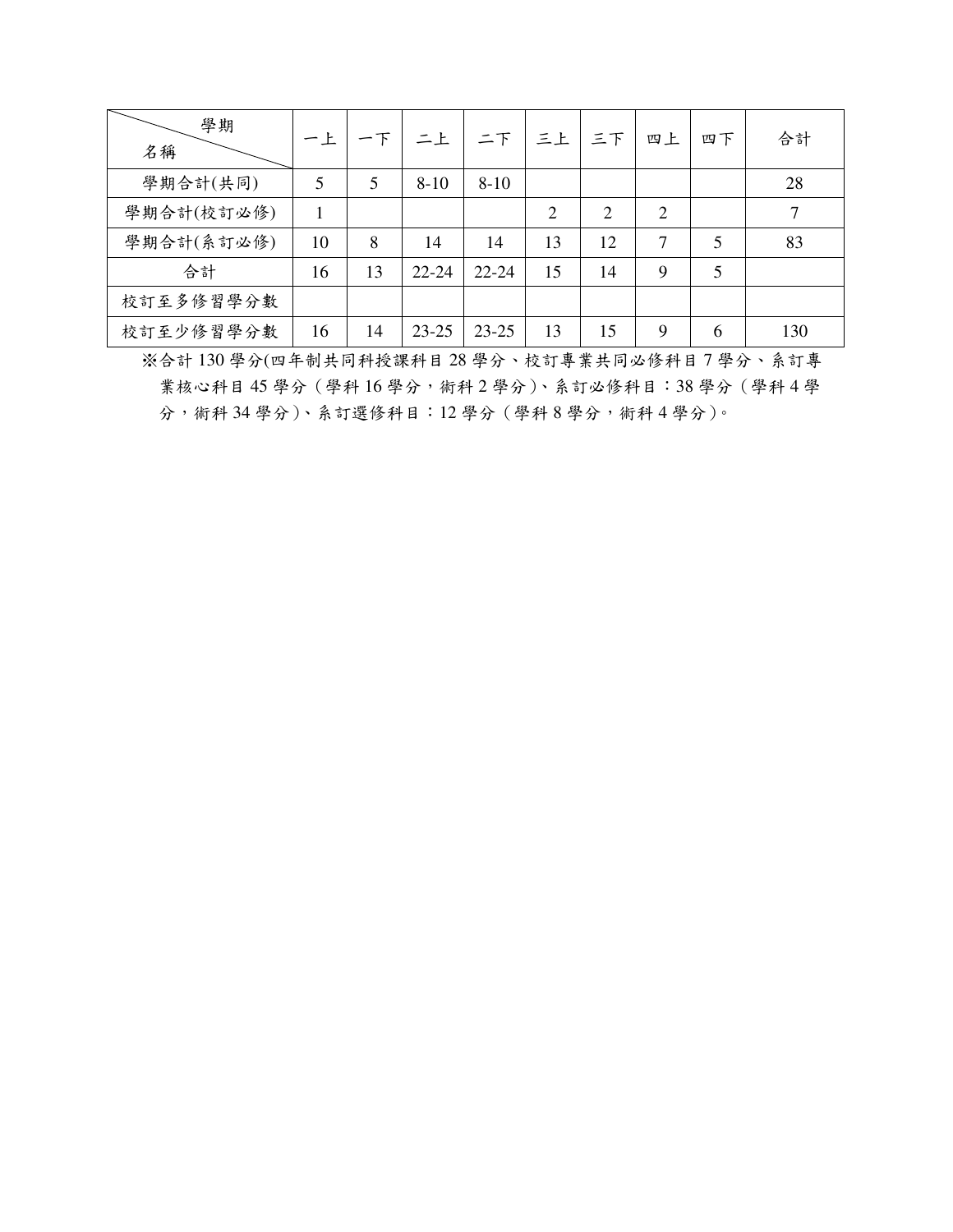| 學期<br>名稱 | 一上 | 一下 | 二上 | 二下 | 三上 | 三下 | 四上 | 四下 | 合計 |
|---|---|---|---|---|---|---|---|---|---|
| 學期合計(共同) | 5 | 5 | 8-10 | 8-10 | | | | | 28 |
| 學期合計(校訂必修) | 1 | | | | 2 | 2 | 2 | | 7 |
| 學期合計(系訂必修) | 10 | 8 | 14 | 14 | 13 | 12 | 7 | 5 | 83 |
| 合計 | 16 | 13 | 22-24 | 22-24 | 15 | 14 | 9 | 5 | |
| 校訂至多修習學分數 | | | | | | | | | |
| 校訂至少修習學分數 | 16 | 14 | 23-25 | 23-25 | 13 | 15 | 9 | 6 | 130 |

※合計 130 學分(四年制共同科授課科目 28 學分、校訂專業共同必修科目 7 學分、系訂專業核心科目 45 學分（學科 16 學分，術科 2 學分）、系訂必修科目：38 學分（學科 4 學分，術科 34 學分）、系訂選修科目：12 學分（學科 8 學分，術科 4 學分）。